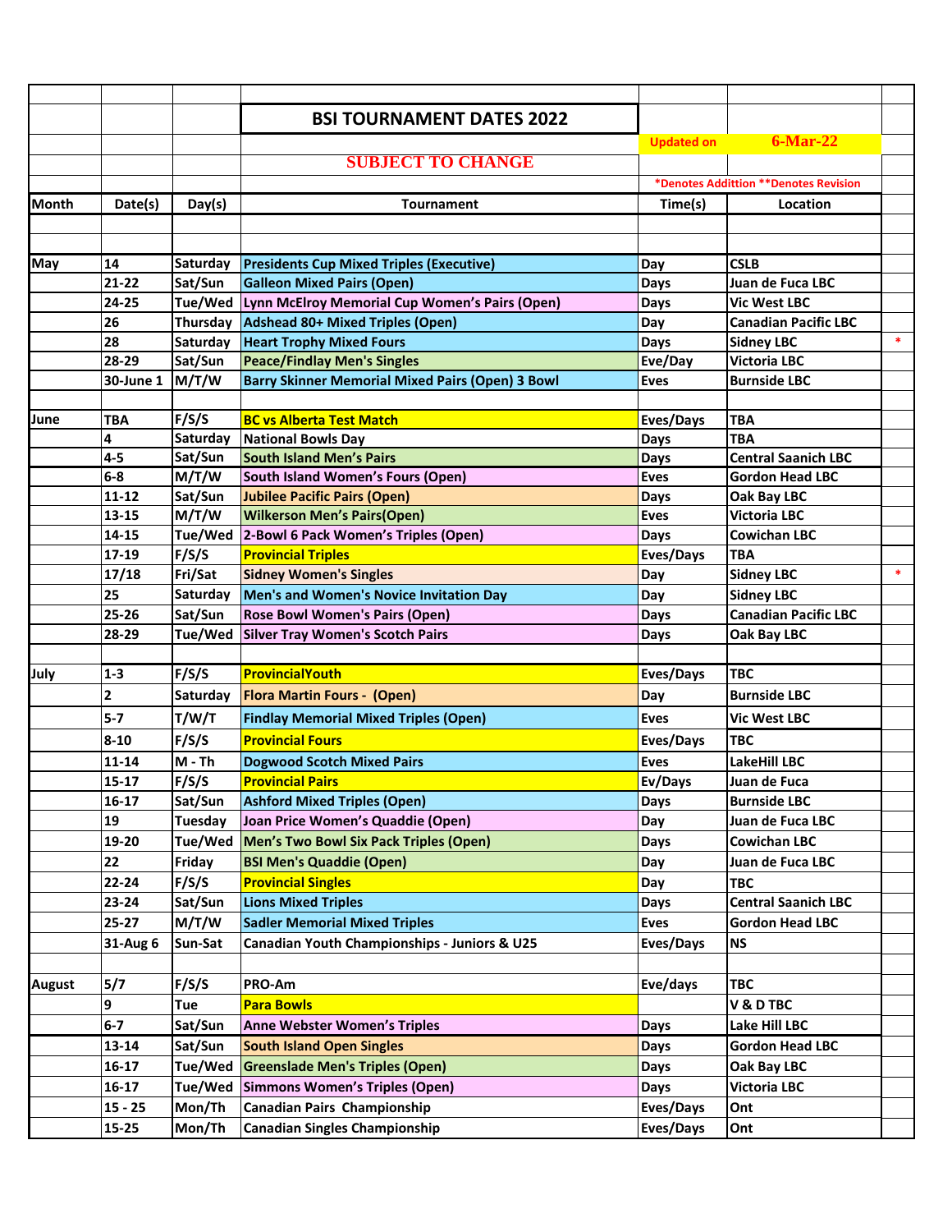# BSI TOURNAMENT DATES 2022

Updated on **6-Mar-22**

**SUBJECT TO CHANGE**

*Denotes Addittion **Denotes Revision

| Month | Date(s) | Day(s) | Tournament | Time(s) | Location | |
|---|---|---|---|---|---|---|
| May | 14 | Saturday | Presidents Cup Mixed Triples (Executive) | Day | CSLB | |
| | 21-22 | Sat/Sun | Galleon Mixed Pairs (Open) | Days | Juan de Fuca LBC | |
| | 24-25 | Tue/Wed | Lynn McElroy Memorial Cup Women's Pairs (Open) | Days | Vic West LBC | |
| | 26 | Thursday | Adshead 80+ Mixed Triples (Open) | Day | Canadian Pacific LBC | |
| | 28 | Saturday | Heart Trophy Mixed Fours | Days | Sidney LBC | * |
| | 28-29 | Sat/Sun | Peace/Findlay Men's Singles | Eve/Day | Victoria LBC | |
| | 30-June 1 | M/T/W | Barry Skinner Memorial Mixed Pairs (Open) 3 Bowl | Eves | Burnside LBC | |
| June | TBA | F/S/S | BC vs Alberta Test Match | Eves/Days | TBA | |
| | 4 | Saturday | National Bowls Day | Days | TBA | |
| | 4-5 | Sat/Sun | South Island Men's Pairs | Days | Central Saanich LBC | |
| | 6-8 | M/T/W | South Island Women's Fours (Open) | Eves | Gordon Head LBC | |
| | 11-12 | Sat/Sun | Jubilee Pacific Pairs (Open) | Days | Oak Bay LBC | |
| | 13-15 | M/T/W | Wilkerson Men's Pairs(Open) | Eves | Victoria LBC | |
| | 14-15 | Tue/Wed | 2-Bowl 6 Pack Women's Triples (Open) | Days | Cowichan LBC | |
| | 17-19 | F/S/S | Provincial Triples | Eves/Days | TBA | |
| | 17/18 | Fri/Sat | Sidney Women's Singles | Day | Sidney LBC | * |
| | 25 | Saturday | Men's and Women's Novice Invitation Day | Day | Sidney LBC | |
| | 25-26 | Sat/Sun | Rose Bowl Women's Pairs (Open) | Days | Canadian Pacific LBC | |
| | 28-29 | Tue/Wed | Silver Tray Women's Scotch Pairs | Days | Oak Bay LBC | |
| July | 1-3 | F/S/S | ProvincialYouth | Eves/Days | TBC | |
| | 2 | Saturday | Flora Martin Fours - (Open) | Day | Burnside LBC | |
| | 5-7 | T/W/T | Findlay Memorial Mixed Triples (Open) | Eves | Vic West LBC | |
| | 8-10 | F/S/S | Provincial Fours | Eves/Days | TBC | |
| | 11-14 | M - Th | Dogwood Scotch Mixed Pairs | Eves | LakeHill LBC | |
| | 15-17 | F/S/S | Provincial Pairs | Ev/Days | Juan de Fuca | |
| | 16-17 | Sat/Sun | Ashford Mixed Triples (Open) | Days | Burnside LBC | |
| | 19 | Tuesday | Joan Price Women's Quaddie (Open) | Day | Juan de Fuca LBC | |
| | 19-20 | Tue/Wed | Men's Two Bowl Six Pack Triples (Open) | Days | Cowichan LBC | |
| | 22 | Friday | BSI Men's Quaddie (Open) | Day | Juan de Fuca LBC | |
| | 22-24 | F/S/S | Provincial Singles | Day | TBC | |
| | 23-24 | Sat/Sun | Lions Mixed Triples | Days | Central Saanich LBC | |
| | 25-27 | M/T/W | Sadler Memorial Mixed Triples | Eves | Gordon Head LBC | |
| | 31-Aug 6 | Sun-Sat | Canadian Youth Championships - Juniors & U25 | Eves/Days | NS | |
| August | 5/7 | F/S/S | PRO-Am | Eve/days | TBC | |
| | 9 | Tue | Para Bowls | | V & D TBC | |
| | 6-7 | Sat/Sun | Anne Webster Women's Triples | Days | Lake Hill LBC | |
| | 13-14 | Sat/Sun | South Island Open Singles | Days | Gordon Head LBC | |
| | 16-17 | Tue/Wed | Greenslade Men's Triples (Open) | Days | Oak Bay LBC | |
| | 16-17 | Tue/Wed | Simmons Women's Triples (Open) | Days | Victoria LBC | |
| | 15 - 25 | Mon/Th | Canadian Pairs Championship | Eves/Days | Ont | |
| | 15-25 | Mon/Th | Canadian Singles Championship | Eves/Days | Ont | |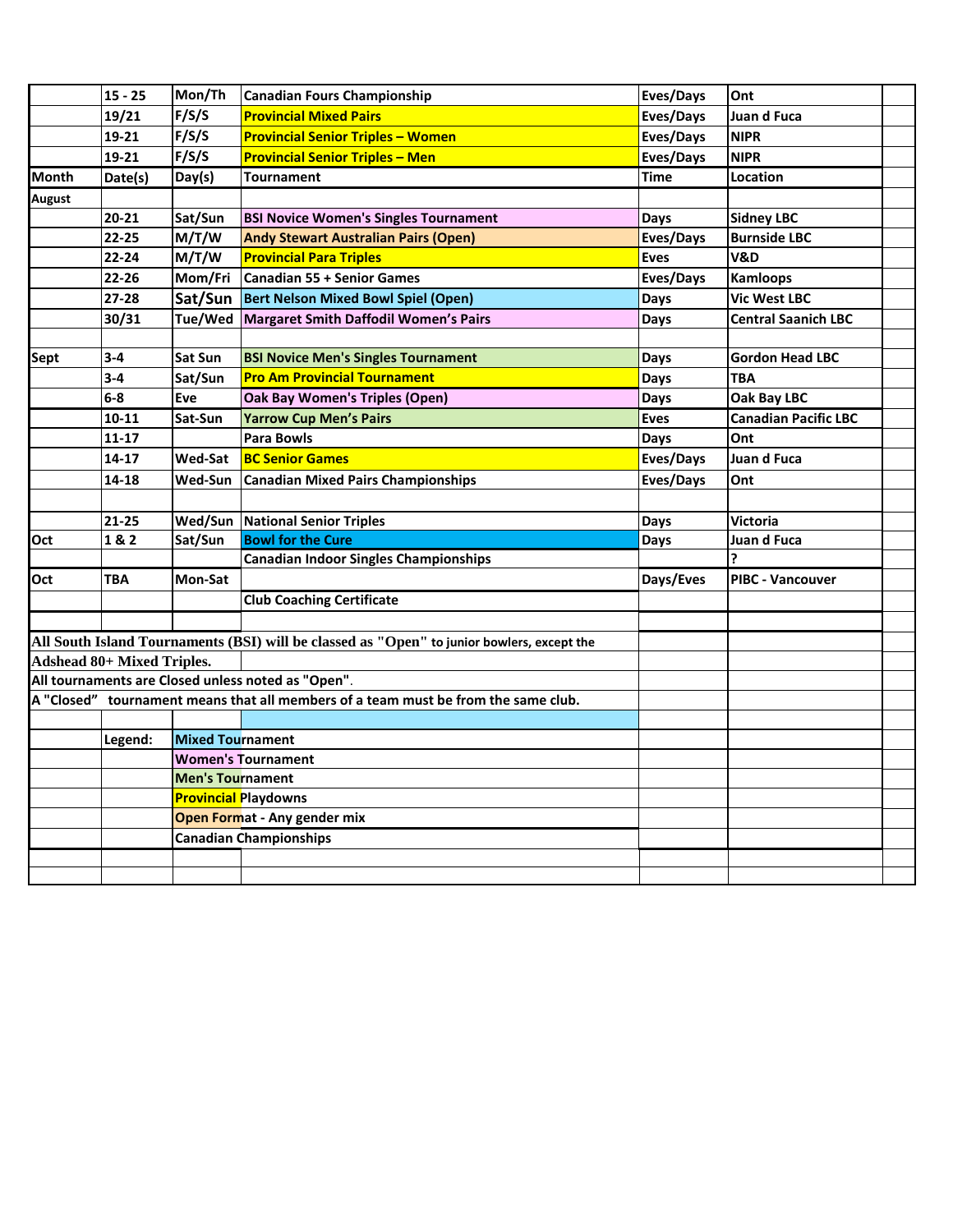| | | | | | | |
|---|---|---|---|---|---|---|
| | 15 - 25 | Mon/Th | Canadian Fours Championship | Eves/Days | Ont | |
| | 19/21 | F/S/S | Provincial Mixed Pairs | Eves/Days | Juan d Fuca | |
| | 19-21 | F/S/S | Provincial Senior Triples – Women | Eves/Days | NIPR | |
| | 19-21 | F/S/S | Provincial Senior Triples – Men | Eves/Days | NIPR | |
| Month | Date(s) | Day(s) | Tournament | Time | Location | |
| August | | | | | | |
| | 20-21 | Sat/Sun | BSI Novice Women's Singles Tournament | Days | Sidney LBC | |
| | 22-25 | M/T/W | Andy Stewart Australian Pairs (Open) | Eves/Days | Burnside LBC | |
| | 22-24 | M/T/W | Provincial Para Triples | Eves | V&D | |
| | 22-26 | Mom/Fri | Canadian 55 + Senior Games | Eves/Days | Kamloops | |
| | 27-28 | Sat/Sun | Bert Nelson Mixed Bowl Spiel (Open) | Days | Vic West LBC | |
| | 30/31 | Tue/Wed | Margaret Smith Daffodil Women's Pairs | Days | Central Saanich LBC | |
| | | | | | | |
| Sept | 3-4 | Sat Sun | BSI Novice Men's Singles Tournament | Days | Gordon Head LBC | |
| | 3-4 | Sat/Sun | Pro Am Provincial Tournament | Days | TBA | |
| | 6-8 | Eve | Oak Bay Women's Triples (Open) | Days | Oak Bay LBC | |
| | 10-11 | Sat-Sun | Yarrow Cup Men's Pairs | Eves | Canadian Pacific LBC | |
| | 11-17 | | Para Bowls | Days | Ont | |
| | 14-17 | Wed-Sat | BC Senior Games | Eves/Days | Juan d Fuca | |
| | 14-18 | Wed-Sun | Canadian Mixed Pairs Championships | Eves/Days | Ont | |
| | | | | | | |
| | 21-25 | Wed/Sun | National Senior Triples | Days | Victoria | |
| Oct | 1 & 2 | Sat/Sun | Bowl for the Cure | Days | Juan d Fuca | |
| | | | Canadian Indoor Singles Championships | | ? | |
| Oct | TBA | Mon-Sat | | Days/Eves | PIBC - Vancouver | |
| | | | Club Coaching Certificate | | | |

All South Island Tournaments (BSI) will be classed as "Open" to junior bowlers, except the Adshead 80+ Mixed Triples.

All tournaments are Closed unless noted as "Open".

A "Closed" tournament means that all members of a team must be from the same club.

Legend:
- Mixed Tournament
- Women's Tournament
- Men's Tournament
- Provincial Playdowns
- Open Format - Any gender mix
- Canadian Championships